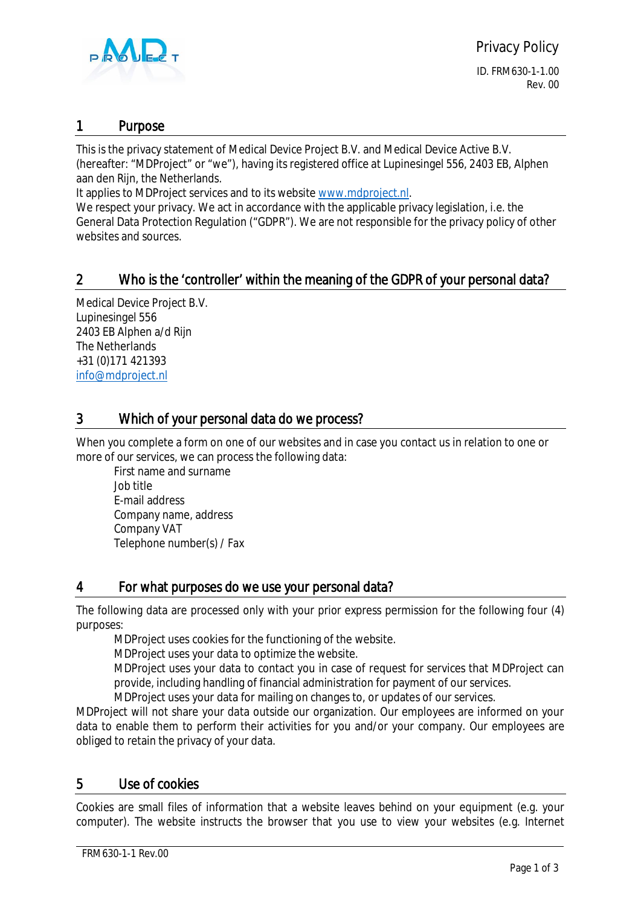# Privacy Policy

ID. FRM630-1-1.00
Rev. 00

## 1 Purpose

This is the privacy statement of Medical Device Project B.V. and Medical Device Active B.V. (hereafter: "MDProject" or "we"), having its registered office at Lupinesingel 556, 2403 EB, Alphen aan den Rijn, the Netherlands.
It applies to MDProject services and to its website www.mdproject.nl.
We respect your privacy. We act in accordance with the applicable privacy legislation, i.e. the General Data Protection Regulation ("GDPR"). We are not responsible for the privacy policy of other websites and sources.

## 2 Who is the 'controller' within the meaning of the GDPR of your personal data?

Medical Device Project B.V.
Lupinesingel 556
2403 EB Alphen a/d Rijn
The Netherlands
+31 (0)171 421393
info@mdproject.nl

## 3 Which of your personal data do we process?

When you complete a form on one of our websites and in case you contact us in relation to one or more of our services, we can process the following data:

- First name and surname
- Job title
- E-mail address
- Company name, address
- Company VAT
- Telephone number(s) / Fax

## 4 For what purposes do we use your personal data?

The following data are processed only with your prior express permission for the following four (4) purposes:

- MDProject uses cookies for the functioning of the website.
- MDProject uses your data to optimize the website.
- MDProject uses your data to contact you in case of request for services that MDProject can provide, including handling of financial administration for payment of our services.
- MDProject uses your data for mailing on changes to, or updates of our services.

MDProject will not share your data outside our organization. Our employees are informed on your data to enable them to perform their activities for you and/or your company. Our employees are obliged to retain the privacy of your data.

## 5 Use of cookies

Cookies are small files of information that a website leaves behind on your equipment (e.g. your computer). The website instructs the browser that you use to view your websites (e.g. Internet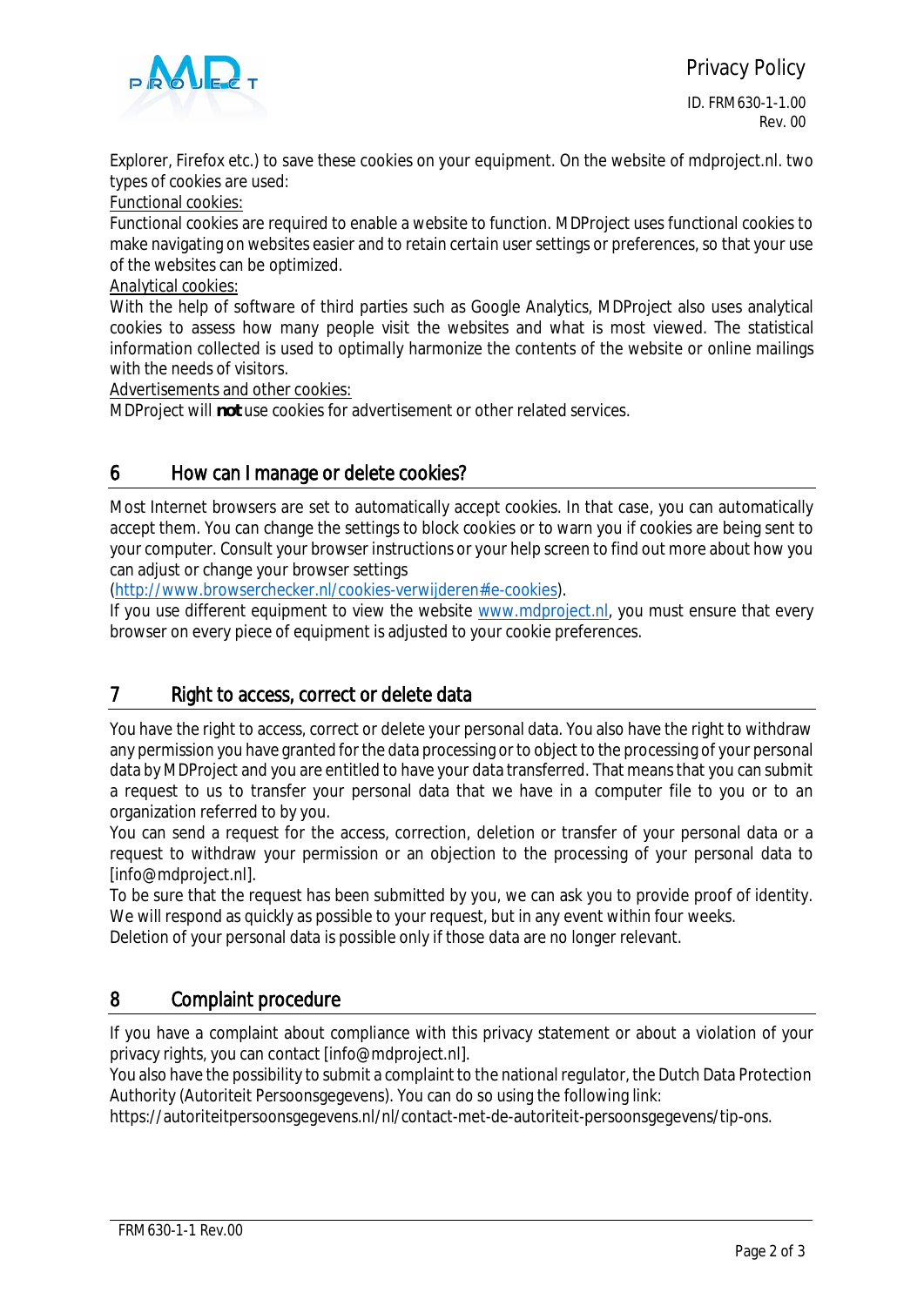Explorer, Firefox etc.) to save these cookies on your equipment. On the website of mdproject.nl. two types of cookies are used:

Functional cookies:

Functional cookies are required to enable a website to function. MDProject uses functional cookies to make navigating on websites easier and to retain certain user settings or preferences, so that your use of the websites can be optimized.

Analytical cookies:

With the help of software of third parties such as Google Analytics, MDProject also uses analytical cookies to assess how many people visit the websites and what is most viewed. The statistical information collected is used to optimally harmonize the contents of the website or online mailings with the needs of visitors.

Advertisements and other cookies:

MDProject will **not** use cookies for advertisement or other related services.

## 6 How can I manage or delete cookies?

Most Internet browsers are set to automatically accept cookies. In that case, you can automatically accept them. You can change the settings to block cookies or to warn you if cookies are being sent to your computer. Consult your browser instructions or your help screen to find out more about how you can adjust or change your browser settings (http://www.browserchecker.nl/cookies-verwijderen#ie-cookies).

If you use different equipment to view the website www.mdproject.nl, you must ensure that every browser on every piece of equipment is adjusted to your cookie preferences.

## 7 Right to access, correct or delete data

You have the right to access, correct or delete your personal data. You also have the right to withdraw any permission you have granted for the data processing or to object to the processing of your personal data by MDProject and you are entitled to have your data transferred. That means that you can submit a request to us to transfer your personal data that we have in a computer file to you or to an organization referred to by you.

You can send a request for the access, correction, deletion or transfer of your personal data or a request to withdraw your permission or an objection to the processing of your personal data to [info@mdproject.nl].

To be sure that the request has been submitted by you, we can ask you to provide proof of identity. We will respond as quickly as possible to your request, but in any event within four weeks.

Deletion of your personal data is possible only if those data are no longer relevant.

## 8 Complaint procedure

If you have a complaint about compliance with this privacy statement or about a violation of your privacy rights, you can contact [info@mdproject.nl].

You also have the possibility to submit a complaint to the national regulator, the Dutch Data Protection Authority (Autoriteit Persoonsgegevens). You can do so using the following link:

https://autoriteitpersoonsgegevens.nl/nl/contact-met-de-autoriteit-persoonsgegevens/tip-ons.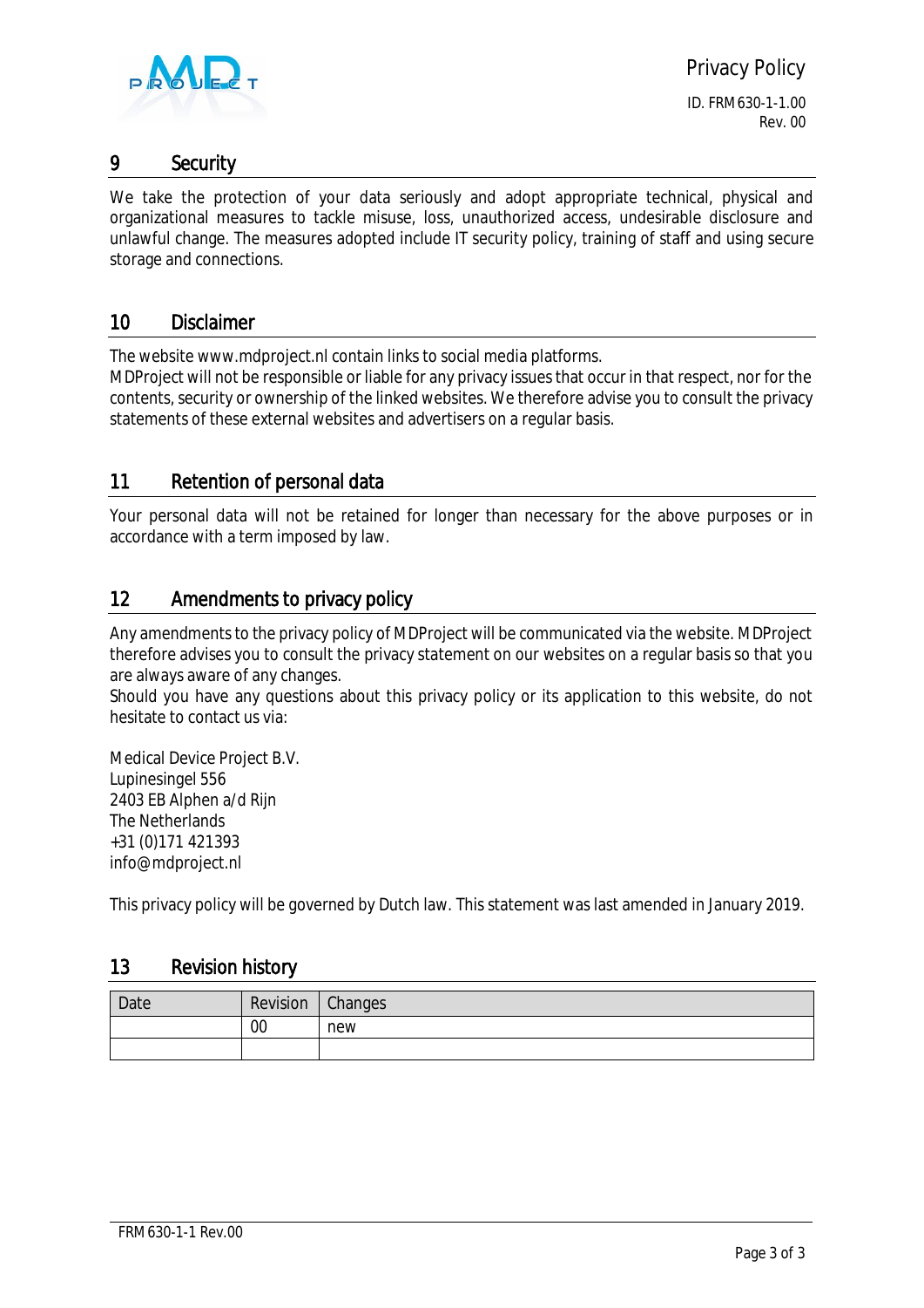## 9 Security

We take the protection of your data seriously and adopt appropriate technical, physical and organizational measures to tackle misuse, loss, unauthorized access, undesirable disclosure and unlawful change. The measures adopted include IT security policy, training of staff and using secure storage and connections.

## 10 Disclaimer

The website www.mdproject.nl contain links to social media platforms.
MDProject will not be responsible or liable for any privacy issues that occur in that respect, nor for the contents, security or ownership of the linked websites. We therefore advise you to consult the privacy statements of these external websites and advertisers on a regular basis.

## 11 Retention of personal data

Your personal data will not be retained for longer than necessary for the above purposes or in accordance with a term imposed by law.

## 12 Amendments to privacy policy

Any amendments to the privacy policy of MDProject will be communicated via the website. MDProject therefore advises you to consult the privacy statement on our websites on a regular basis so that you are always aware of any changes.
Should you have any questions about this privacy policy or its application to this website, do not hesitate to contact us via:

Medical Device Project B.V.
Lupinesingel 556
2403 EB Alphen a/d Rijn
The Netherlands
+31 (0)171 421393
info@mdproject.nl

This privacy policy will be governed by Dutch law. This statement was last amended in January 2019.

## 13 Revision history

| Date | Revision | Changes |
|---|---|---|
| | 00 | new |
| | | |